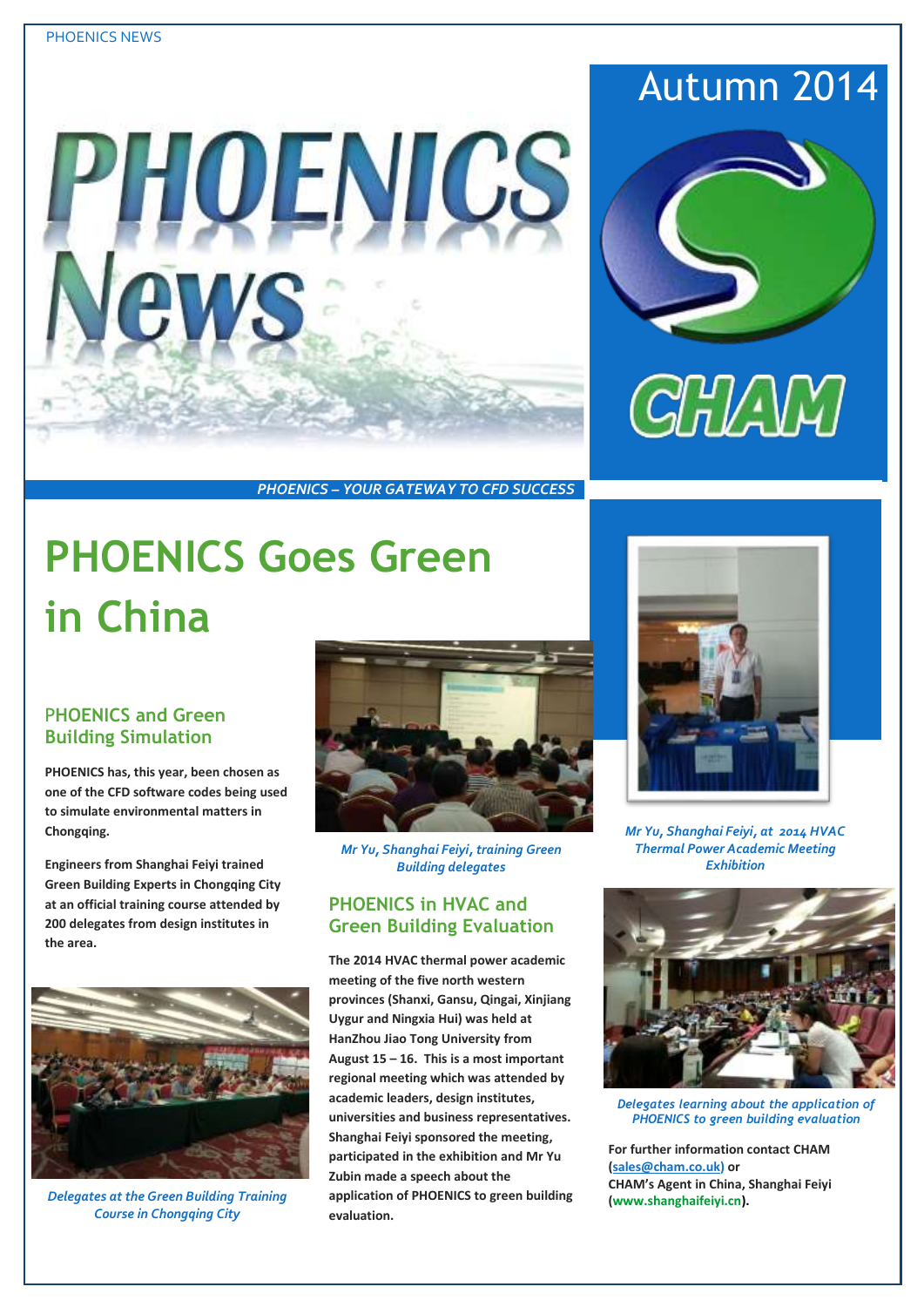# PHOENICS News

Autumn 2014

CHAM

*PHOENICS – YOUR GATEWAY TO CFD SUCCESS*

# PHOENICS Goes Green in China

## PHOENICS and Green Building Simulation

**PHOENICS has, this year, been chosen as one of the CFD software codes being used to simulate environmental matters in Chongqing.**

**Engineers from Shanghai Feiyi trained Green Building Experts in Chongqing City at an official training course attended by 200 delegates from design institutes in the area.**

*Delegates at the Green Building Training Course in Chongqing City*

*Mr Yu, Shanghai Feiyi, training Green Building delegates*

## PHOENICS in HVAC and Green Building Evaluation

**The 2014 HVAC thermal power academic meeting of the five north western provinces (Shanxi, Gansu, Qingai, Xinjiang Uygur and Ningxia Hui) was held at HanZhou Jiao Tong University from August 15 – 16. This is a most important regional meeting which was attended by academic leaders, design institutes, universities and business representatives. Shanghai Feiyi sponsored the meeting, participated in the exhibition and Mr Yu Zubin made a speech about the application of PHOENICS to green building evaluation.**

*Mr Yu, Shanghai Feiyi, at 2014 HVAC Thermal Power Academic Meeting Exhibition*

*Delegates learning about the application of PHOENICS to green building evaluation*

**For further information contact CHAM (sales@cham.co.uk) or CHAM's Agent in China, Shanghai Feiyi (www.shanghaifeiyi.cn).**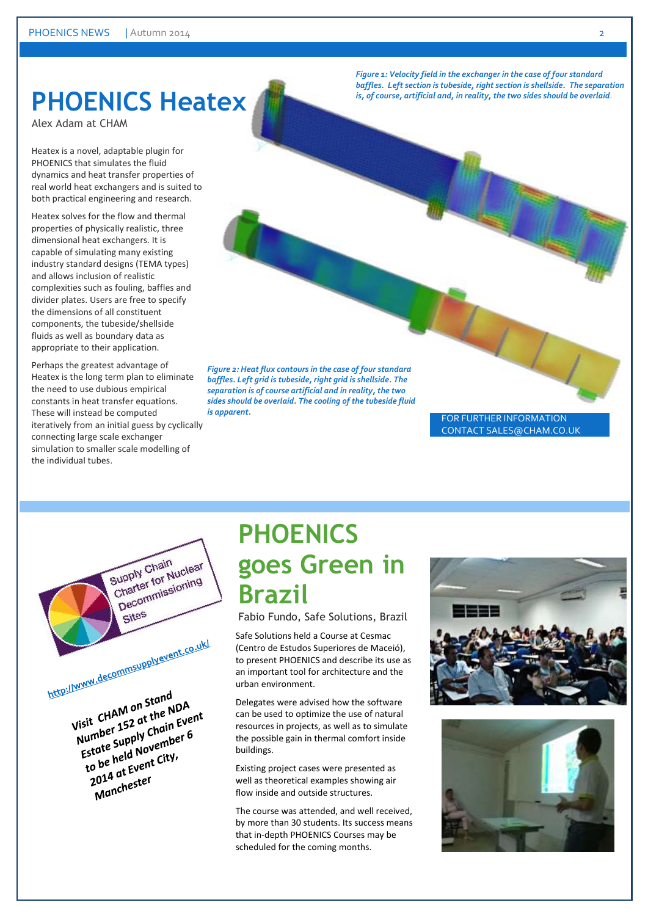# PHOENICS Heatex

Alex Adam at CHAM

Heatex is a novel, adaptable plugin for PHOENICS that simulates the fluid dynamics and heat transfer properties of real world heat exchangers and is suited to both practical engineering and research.

Heatex solves for the flow and thermal properties of physically realistic, three dimensional heat exchangers. It is capable of simulating many existing industry standard designs (TEMA types) and allows inclusion of realistic complexities such as fouling, baffles and divider plates. Users are free to specify the dimensions of all constituent components, the tubeside/shellside fluids as well as boundary data as appropriate to their application.

Perhaps the greatest advantage of Heatex is the long term plan to eliminate the need to use dubious empirical constants in heat transfer equations. These will instead be computed iteratively from an initial guess by cyclically connecting large scale exchanger simulation to smaller scale modelling of the individual tubes.

*Figure 1: Velocity field in the exchanger in the case of four standard baffles. Left section is tubeside, right section is shellside. The separation is, of course, artificial and, in reality, the two sides should be overlaid.*

*Figure 2: Heat flux contours in the case of four standard baffles. Left grid is tubeside, right grid is shellside. The separation is of course artificial and in reality, the two sides should be overlaid. The cooling of the tubeside fluid is apparent.*

FOR FURTHER INFORMATION CONTACT SALES@CHAM.CO.UK

Supply Chain Charter for Nuclear Decommissioning Sites

http://www.decommsupplyevent.co.uk/

***Visit CHAM on Stand Number 152 at the NDA Estate Supply Chain Event to be held November 6 2014 at Event City, Manchester***

# PHOENICS goes Green in Brazil

Fabio Fundo, Safe Solutions, Brazil

Safe Solutions held a Course at Cesmac (Centro de Estudos Superiores de Maceió), to present PHOENICS and describe its use as an important tool for architecture and the urban environment.

Delegates were advised how the software can be used to optimize the use of natural resources in projects, as well as to simulate the possible gain in thermal comfort inside buildings.

Existing project cases were presented as well as theoretical examples showing air flow inside and outside structures.

The course was attended, and well received, by more than 30 students. Its success means that in-depth PHOENICS Courses may be scheduled for the coming months.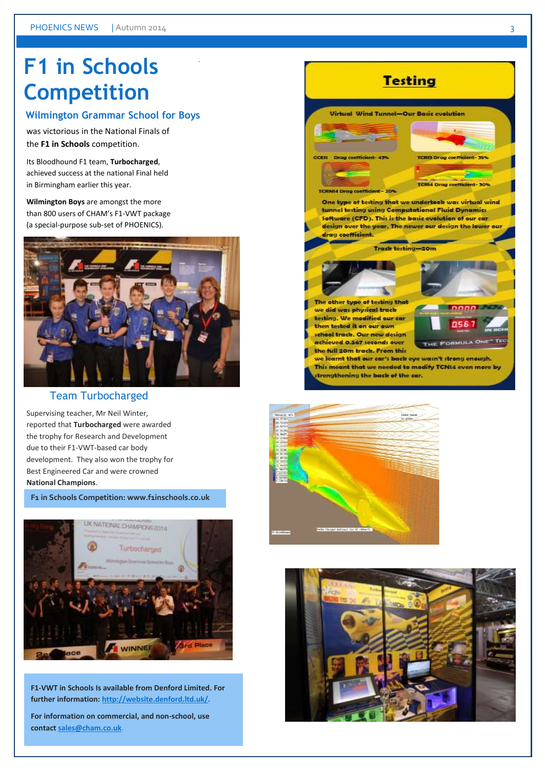# F1 in Schools Competition

## Wilmington Grammar School for Boys

was victorious in the National Finals of the **F1 in Schools** competition.

Its Bloodhound F1 team, **Turbocharged**, achieved success at the national Final held in Birmingham earlier this year.

**Wilmington Boys** are amongst the more than 800 users of CHAM's F1-VWT package (a special-purpose sub-set of PHOENICS).

Team Turbocharged

Supervising teacher, Mr Neil Winter, reported that **Turbocharged** were awarded the trophy for Research and Development due to their F1-VWT-based car body development. They also won the trophy for Best Engineered Car and were crowned **National Champions**.

**F1 in Schools Competition: www.f1inschools.co.uk**

**F1-VWT in Schools Is available from Denford Limited. For further information: http://website.denford.ltd.uk/.**

**For information on commercial, and non-school, use contact sales@cham.co.uk.**

## Testing

Virtual Wind Tunnel—Our Basic evolution

CCEII Drag coefficient- 43%

TCRI3 Drag coefficient- 35%

TCRN14 Drag coefficient – 20%

TCRI4 Drag coefficient- 30%

One type of testing that we undertook was virtual wind tunnel testing using Computational Fluid Dynamics Software (CFD). This is the basic evolution of our car design over the year. The newer our design the lower our drag coefficient.

Track testing—20m

The other type of testing that we did was physical track testing. We modified our car then tested it on our own school track. Our new design achieved 0.567 seconds over the full 20m track. From this we learnt that our car's back eye wasn't strong enough. This meant that we needed to modify TCN14 even more by strengthening the back of the car.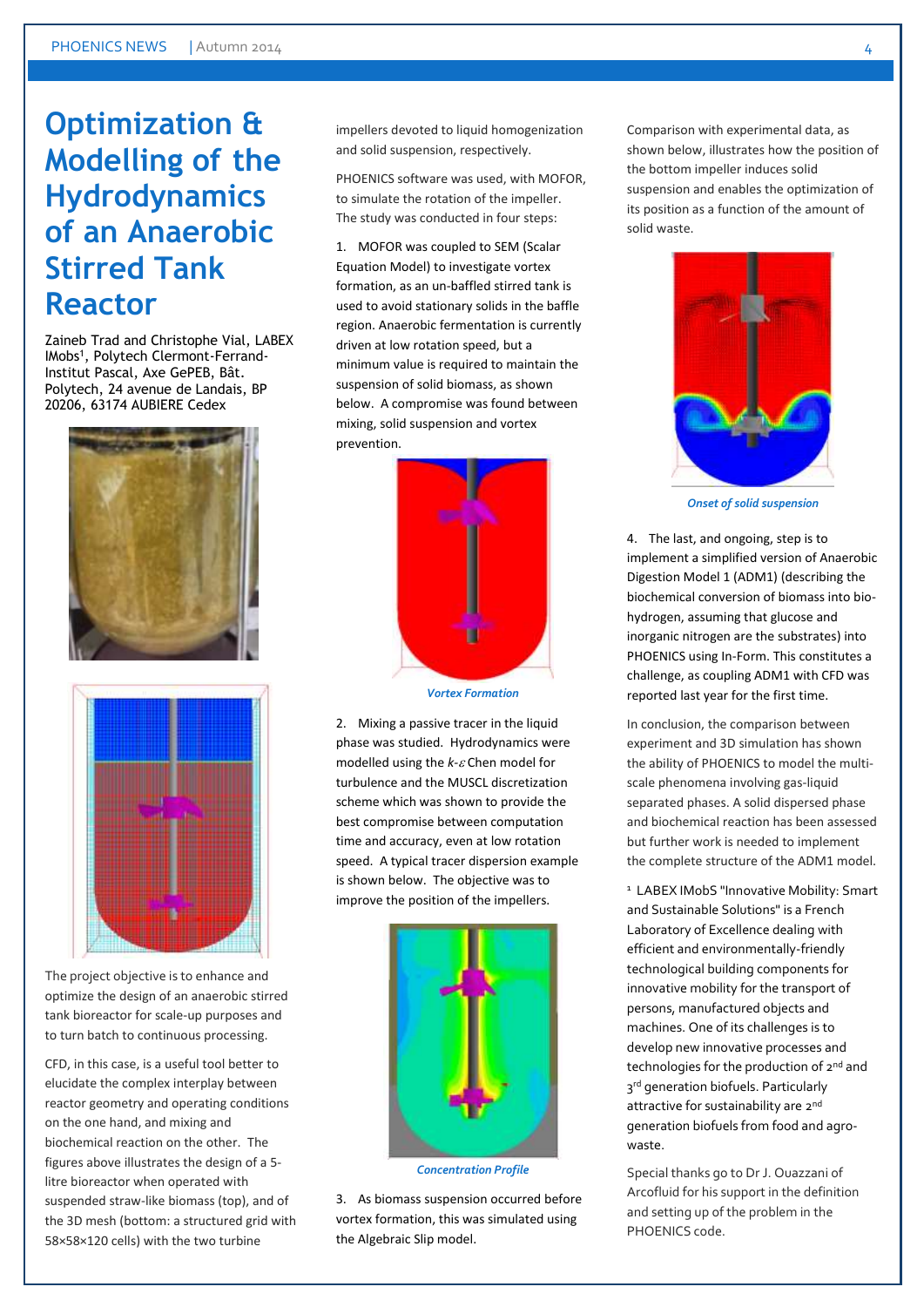# Optimization & Modelling of the Hydrodynamics of an Anaerobic Stirred Tank Reactor

Zaineb Trad and Christophe Vial, LABEX IMobs[1], Polytech Clermont-Ferrand-Institut Pascal, Axe GePEB, Bât. Polytech, 24 avenue de Landais, BP 20206, 63174 AUBIERE Cedex

The project objective is to enhance and optimize the design of an anaerobic stirred tank bioreactor for scale-up purposes and to turn batch to continuous processing.

CFD, in this case, is a useful tool better to elucidate the complex interplay between reactor geometry and operating conditions on the one hand, and mixing and biochemical reaction on the other. The figures above illustrates the design of a 5-litre bioreactor when operated with suspended straw-like biomass (top), and of the 3D mesh (bottom: a structured grid with 58×58×120 cells) with the two turbine impellers devoted to liquid homogenization and solid suspension, respectively.

PHOENICS software was used, with MOFOR, to simulate the rotation of the impeller. The study was conducted in four steps:

1. MOFOR was coupled to SEM (Scalar Equation Model) to investigate vortex formation, as an un-baffled stirred tank is used to avoid stationary solids in the baffle region. Anaerobic fermentation is currently driven at low rotation speed, but a minimum value is required to maintain the suspension of solid biomass, as shown below. A compromise was found between mixing, solid suspension and vortex prevention.

*Vortex Formation*

2. Mixing a passive tracer in the liquid phase was studied. Hydrodynamics were modelled using the *k-ε* Chen model for turbulence and the MUSCL discretization scheme which was shown to provide the best compromise between computation time and accuracy, even at low rotation speed. A typical tracer dispersion example is shown below. The objective was to improve the position of the impellers.

*Concentration Profile*

3. As biomass suspension occurred before vortex formation, this was simulated using the Algebraic Slip model.

Comparison with experimental data, as shown below, illustrates how the position of the bottom impeller induces solid suspension and enables the optimization of its position as a function of the amount of solid waste.

*Onset of solid suspension*

4. The last, and ongoing, step is to implement a simplified version of Anaerobic Digestion Model 1 (ADM1) (describing the biochemical conversion of biomass into bio-hydrogen, assuming that glucose and inorganic nitrogen are the substrates) into PHOENICS using In-Form. This constitutes a challenge, as coupling ADM1 with CFD was reported last year for the first time.

In conclusion, the comparison between experiment and 3D simulation has shown the ability of PHOENICS to model the multi-scale phenomena involving gas-liquid separated phases. A solid dispersed phase and biochemical reaction has been assessed but further work is needed to implement the complete structure of the ADM1 model.

[1] LABEX IMobS "Innovative Mobility: Smart and Sustainable Solutions" is a French Laboratory of Excellence dealing with efficient and environmentally-friendly technological building components for innovative mobility for the transport of persons, manufactured objects and machines. One of its challenges is to develop new innovative processes and technologies for the production of 2nd and 3rd generation biofuels. Particularly attractive for sustainability are 2nd generation biofuels from food and agro-waste.

Special thanks go to Dr J. Ouazzani of Arcofluid for his support in the definition and setting up of the problem in the PHOENICS code.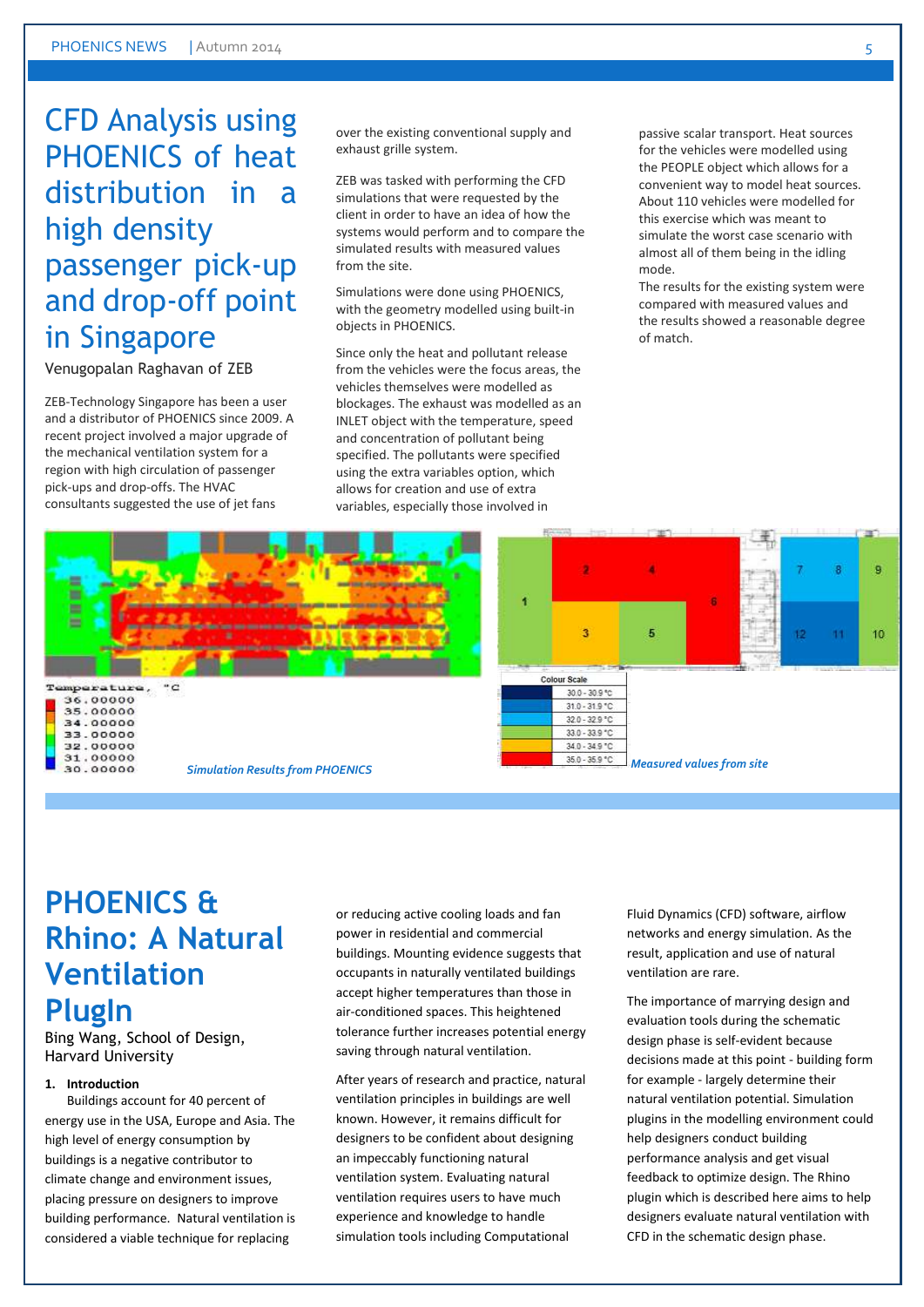# CFD Analysis using PHOENICS of heat distribution in a high density passenger pick-up and drop-off point in Singapore

Venugopalan Raghavan of ZEB

ZEB-Technology Singapore has been a user and a distributor of PHOENICS since 2009. A recent project involved a major upgrade of the mechanical ventilation system for a region with high circulation of passenger pick-ups and drop-offs. The HVAC consultants suggested the use of jet fans over the existing conventional supply and exhaust grille system.

ZEB was tasked with performing the CFD simulations that were requested by the client in order to have an idea of how the systems would perform and to compare the simulated results with measured values from the site.

Simulations were done using PHOENICS, with the geometry modelled using built-in objects in PHOENICS.

Since only the heat and pollutant release from the vehicles were the focus areas, the vehicles themselves were modelled as blockages. The exhaust was modelled as an INLET object with the temperature, speed and concentration of pollutant being specified. The pollutants were specified using the extra variables option, which allows for creation and use of extra variables, especially those involved in passive scalar transport. Heat sources for the vehicles were modelled using the PEOPLE object which allows for a convenient way to model heat sources. About 110 vehicles were modelled for this exercise which was meant to simulate the worst case scenario with almost all of them being in the idling mode.

The results for the existing system were compared with measured values and the results showed a reasonable degree of match.

Temperature, °C
36.00000
35.00000
34.00000
33.00000
32.00000
31.00000
30.00000

*Simulation Results from PHOENICS*

| Colour Scale |
|---|
| 30.0 - 30.9 °C |
| 31.0 - 31.9 °C |
| 32.0 - 32.9 °C |
| 33.0 - 33.9 °C |
| 34.0 - 34.9 °C |
| 35.0 - 35.9 °C |

*Measured values from site*

# PHOENICS & Rhino: A Natural Ventilation PlugIn

Bing Wang, School of Design, Harvard University

**1. Introduction**

Buildings account for 40 percent of energy use in the USA, Europe and Asia. The high level of energy consumption by buildings is a negative contributor to climate change and environment issues, placing pressure on designers to improve building performance. Natural ventilation is considered a viable technique for replacing or reducing active cooling loads and fan power in residential and commercial buildings. Mounting evidence suggests that occupants in naturally ventilated buildings accept higher temperatures than those in air-conditioned spaces. This heightened tolerance further increases potential energy saving through natural ventilation.

After years of research and practice, natural ventilation principles in buildings are well known. However, it remains difficult for designers to be confident about designing an impeccably functioning natural ventilation system. Evaluating natural ventilation requires users to have much experience and knowledge to handle simulation tools including Computational Fluid Dynamics (CFD) software, airflow networks and energy simulation. As the result, application and use of natural ventilation are rare.

The importance of marrying design and evaluation tools during the schematic design phase is self-evident because decisions made at this point - building form for example - largely determine their natural ventilation potential. Simulation plugins in the modelling environment could help designers conduct building performance analysis and get visual feedback to optimize design. The Rhino plugin which is described here aims to help designers evaluate natural ventilation with CFD in the schematic design phase.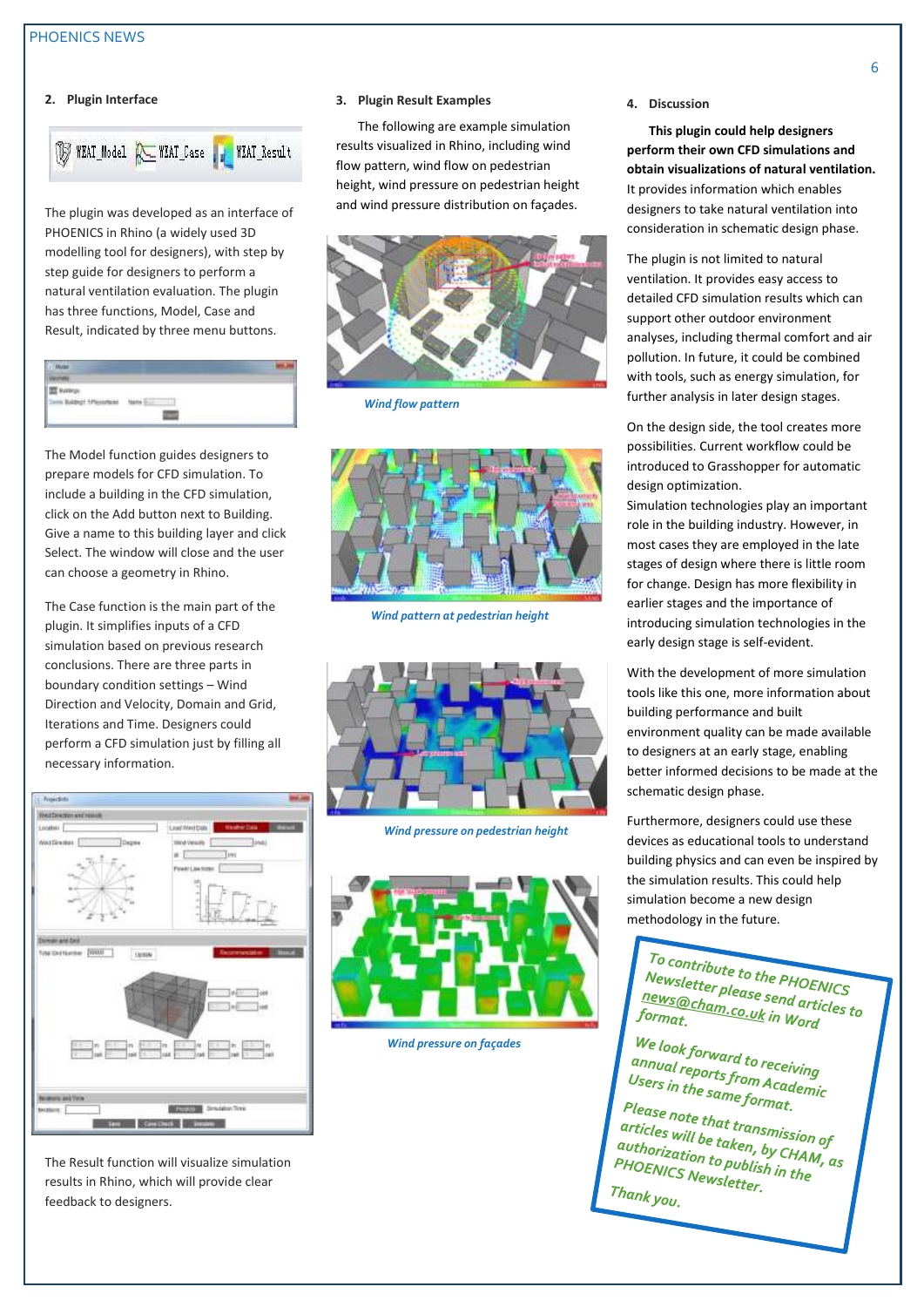## 2. Plugin Interface

The plugin was developed as an interface of PHOENICS in Rhino (a widely used 3D modelling tool for designers), with step by step guide for designers to perform a natural ventilation evaluation. The plugin has three functions, Model, Case and Result, indicated by three menu buttons.

The Model function guides designers to prepare models for CFD simulation. To include a building in the CFD simulation, click on the Add button next to Building. Give a name to this building layer and click Select. The window will close and the user can choose a geometry in Rhino.

The Case function is the main part of the plugin. It simplifies inputs of a CFD simulation based on previous research conclusions. There are three parts in boundary condition settings – Wind Direction and Velocity, Domain and Grid, Iterations and Time. Designers could perform a CFD simulation just by filling all necessary information.

The Result function will visualize simulation results in Rhino, which will provide clear feedback to designers.

## 3. Plugin Result Examples

The following are example simulation results visualized in Rhino, including wind flow pattern, wind flow on pedestrian height, wind pressure on pedestrian height and wind pressure distribution on façades.

*Wind flow pattern*

*Wind pattern at pedestrian height*

*Wind pressure on pedestrian height*

*Wind pressure on façades*

## 4. Discussion

**This plugin could help designers perform their own CFD simulations and obtain visualizations of natural ventilation.** It provides information which enables designers to take natural ventilation into consideration in schematic design phase.

The plugin is not limited to natural ventilation. It provides easy access to detailed CFD simulation results which can support other outdoor environment analyses, including thermal comfort and air pollution. In future, it could be combined with tools, such as energy simulation, for further analysis in later design stages.

On the design side, the tool creates more possibilities. Current workflow could be introduced to Grasshopper for automatic design optimization.
Simulation technologies play an important role in the building industry. However, in most cases they are employed in the late stages of design where there is little room for change. Design has more flexibility in earlier stages and the importance of introducing simulation technologies in the early design stage is self-evident.

With the development of more simulation tools like this one, more information about building performance and built environment quality can be made available to designers at an early stage, enabling better informed decisions to be made at the schematic design phase.

Furthermore, designers could use these devices as educational tools to understand building physics and can even be inspired by the simulation results. This could help simulation become a new design methodology in the future.

*To contribute to the PHOENICS Newsletter please send articles to news@cham.co.uk in Word format.*

*We look forward to receiving annual reports from Academic Users in the same format.*

*Please note that transmission of articles will be taken, by CHAM, as authorization to publish in the PHOENICS Newsletter.*

*Thank you.*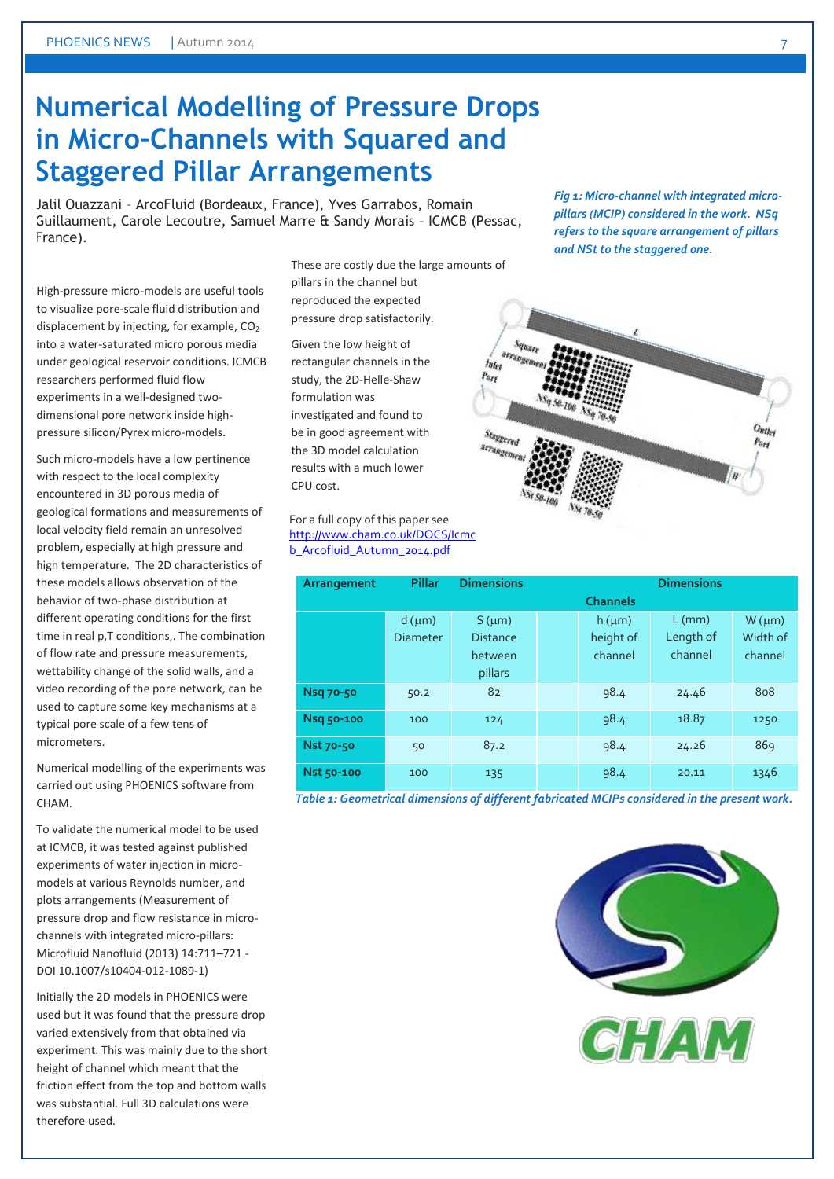# Numerical Modelling of Pressure Drops in Micro-Channels with Squared and Staggered Pillar Arrangements

Jalil Ouazzani – ArcoFluid (Bordeaux, France), Yves Garrabos, Romain Guillaument, Carole Lecoutre, Samuel Marre & Sandy Morais – ICMCB (Pessac, France).

High-pressure micro-models are useful tools to visualize pore-scale fluid distribution and displacement by injecting, for example, $CO_2$ into a water-saturated micro porous media under geological reservoir conditions. ICMCB researchers performed fluid flow experiments in a well-designed two-dimensional pore network inside high-pressure silicon/Pyrex micro-models.

Such micro-models have a low pertinence with respect to the local complexity encountered in 3D porous media of geological formations and measurements of local velocity field remain an unresolved problem, especially at high pressure and high temperature. The 2D characteristics of these models allows observation of the behavior of two-phase distribution at different operating conditions for the first time in real p,T conditions,. The combination of flow rate and pressure measurements, wettability change of the solid walls, and a video recording of the pore network, can be used to capture some key mechanisms at a typical pore scale of a few tens of micrometers.

Numerical modelling of the experiments was carried out using PHOENICS software from CHAM.

To validate the numerical model to be used at ICMCB, it was tested against published experiments of water injection in micro-models at various Reynolds number, and plots arrangements (Measurement of pressure drop and flow resistance in micro-channels with integrated micro-pillars: Microfluid Nanofluid (2013) 14:711–721 - DOI 10.1007/s10404-012-1089-1)

Initially the 2D models in PHOENICS were used but it was found that the pressure drop varied extensively from that obtained via experiment. This was mainly due to the short height of channel which meant that the friction effect from the top and bottom walls was substantial. Full 3D calculations were therefore used. These are costly due the large amounts of pillars in the channel but reproduced the expected pressure drop satisfactorily.

Given the low height of rectangular channels in the study, the 2D-Helle-Shaw formulation was investigated and found to be in good agreement with the 3D model calculation results with a much lower CPU cost.

For a full copy of this paper see http://www.cham.co.uk/DOCS/Icmcb_Arcofluid_Autumn_2014.pdf

*Fig 1: Micro-channel with integrated micro-pillars (MCIP) considered in the work. NSq refers to the square arrangement of pillars and NSt to the staggered one.*

| Arrangement | Pillar Dimensions | | | Channels Dimensions | | |
|---|---|---|---|---|---|---|
| | d (μm) Diameter | S (μm) Distance between pillars | | h (μm) height of channel | L (mm) Length of channel | W (μm) Width of channel |
| **Nsq 70-50** | 50.2 | 82 | | 98.4 | 24.46 | 808 |
| **Nsq 50-100** | 100 | 124 | | 98.4 | 18.87 | 1250 |
| **Nst 70-50** | 50 | 87.2 | | 98.4 | 24.26 | 869 |
| **Nst 50-100** | 100 | 135 | | 98.4 | 20.11 | 1346 |

*Table 1: Geometrical dimensions of different fabricated MCIPs considered in the present work.*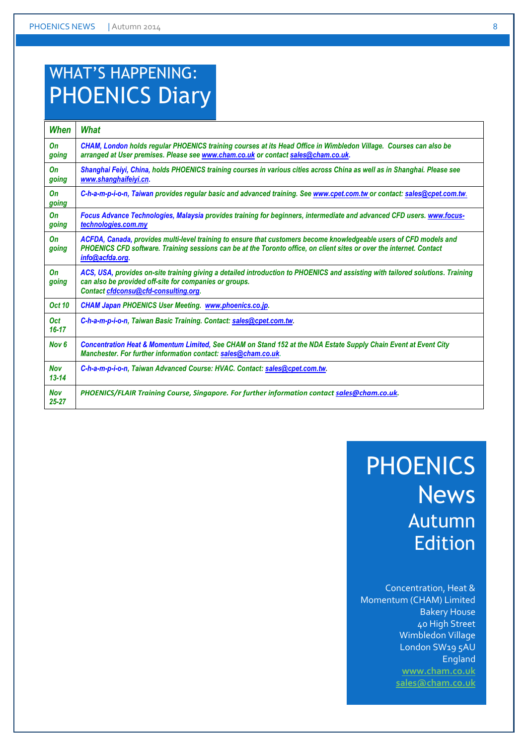# WHAT'S HAPPENING: PHOENICS Diary

| *When* | *What* |
|---|---|
| *On going* | ***CHAM, London** holds regular PHOENICS training courses at its Head Office in Wimbledon Village. Courses can also be arranged at User premises. Please see www.cham.co.uk or contact sales@cham.co.uk.* |
| *On going* | ***Shanghai Feiyi, China**, holds PHOENICS training courses in various cities across China as well as in Shanghai. Please see www.shanghaifeiyi.cn.* |
| *On going* | ***C-h-a-m-p-i-o-n, Taiwan** provides regular basic and advanced training. See www.cpet.com.tw or contact: sales@cpet.com.tw.* |
| *On going* | ***Focus Advance Technologies, Malaysia** provides training for beginners, intermediate and advanced CFD users. www.focus-technologies.com.my* |
| *On going* | ***ACFDA, Canada**, provides multi-level training to ensure that customers become knowledgeable users of CFD models and PHOENICS CFD software. Training sessions can be at the Toronto office, on client sites or over the internet. Contact info@acfda.org.* |
| *On going* | ***ACS, USA**, provides on-site training giving a detailed introduction to PHOENICS and assisting with tailored solutions. Training can also be provided off-site for companies or groups. Contact cfdconsu@cfd-consulting.org.* |
| *Oct 10* | ***CHAM Japan** PHOENICS User Meeting. www.phoenics.co.jp.* |
| *Oct 16-17* | ***C-h-a-m-p-i-o-n**, Taiwan Basic Training. Contact: sales@cpet.com.tw.* |
| *Nov 6* | ***Concentration Heat & Momentum Limited**, See CHAM on Stand 152 at the NDA Estate Supply Chain Event at Event City Manchester. For further information contact: sales@cham.co.uk.* |
| *Nov 13-14* | ***C-h-a-m-p-i-o-n**, Taiwan Advanced Course: HVAC. Contact: sales@cpet.com.tw.* |
| *Nov 25-27* | *PHOENICS/FLAIR Training Course, Singapore. For further information contact sales@cham.co.uk.* |

## PHOENICS News Autumn Edition

Concentration, Heat & Momentum (CHAM) Limited
Bakery House
40 High Street
Wimbledon Village
London SW19 5AU
England
www.cham.co.uk
sales@cham.co.uk